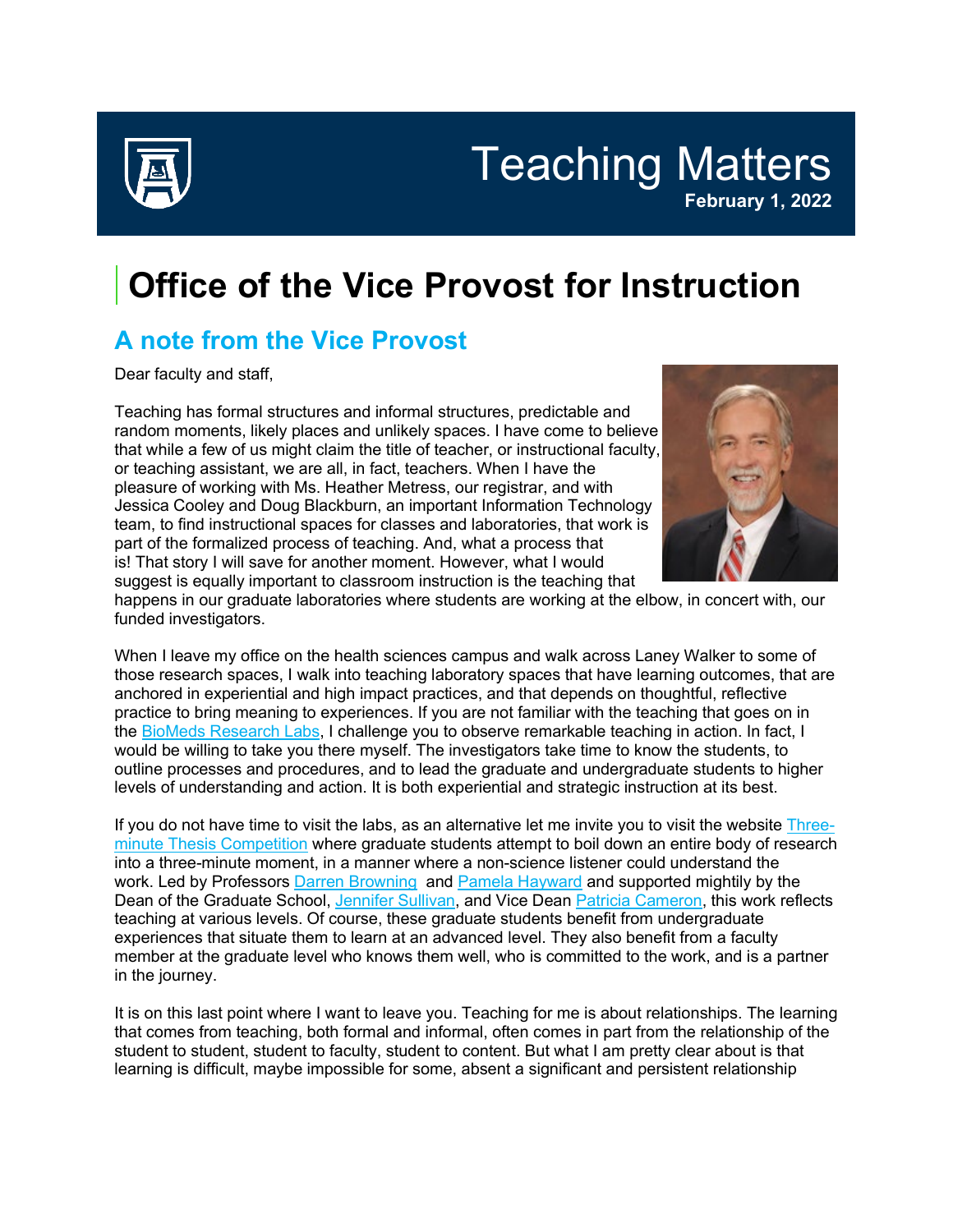# Teaching Matters

**February 1, 2022**

# Office of the Vice Provost for Instruction

## A note from the Vice Provost

Dear faculty and staff,

Teaching has formal structures and informal structures, predictable and random moments, likely places and unlikely spaces. I have come to believe that while a few of us might claim the title of teacher, or instructional faculty, or teaching assistant, we are all, in fact, teachers. When I have the pleasure of working with Ms. Heather Metress, our registrar, and with Jessica Cooley and Doug Blackburn, an important Information Technology team, to find instructional spaces for classes and laboratories, that work is part of the formalized process of teaching. And, what a process that is! That story I will save for another moment. However, what I would suggest is equally important to classroom instruction is the teaching that happens in our graduate laboratories where students are working at the elbow, in concert with, our funded investigators.

When I leave my office on the health sciences campus and walk across Laney Walker to some of those research spaces, I walk into teaching laboratory spaces that have learning outcomes, that are anchored in experiential and high impact practices, and that depends on thoughtful, reflective practice to bring meaning to experiences. If you are not familiar with the teaching that goes on in the BioMeds Research Labs, I challenge you to observe remarkable teaching in action. In fact, I would be willing to take you there myself. The investigators take time to know the students, to outline processes and procedures, and to lead the graduate and undergraduate students to higher levels of understanding and action. It is both experiential and strategic instruction at its best.

If you do not have time to visit the labs, as an alternative let me invite you to visit the website Three-minute Thesis Competition where graduate students attempt to boil down an entire body of research into a three-minute moment, in a manner where a non-science listener could understand the work. Led by Professors Darren Browning and Pamela Hayward and supported mightily by the Dean of the Graduate School, Jennifer Sullivan, and Vice Dean Patricia Cameron, this work reflects teaching at various levels. Of course, these graduate students benefit from undergraduate experiences that situate them to learn at an advanced level. They also benefit from a faculty member at the graduate level who knows them well, who is committed to the work, and is a partner in the journey.

It is on this last point where I want to leave you. Teaching for me is about relationships. The learning that comes from teaching, both formal and informal, often comes in part from the relationship of the student to student, student to faculty, student to content. But what I am pretty clear about is that learning is difficult, maybe impossible for some, absent a significant and persistent relationship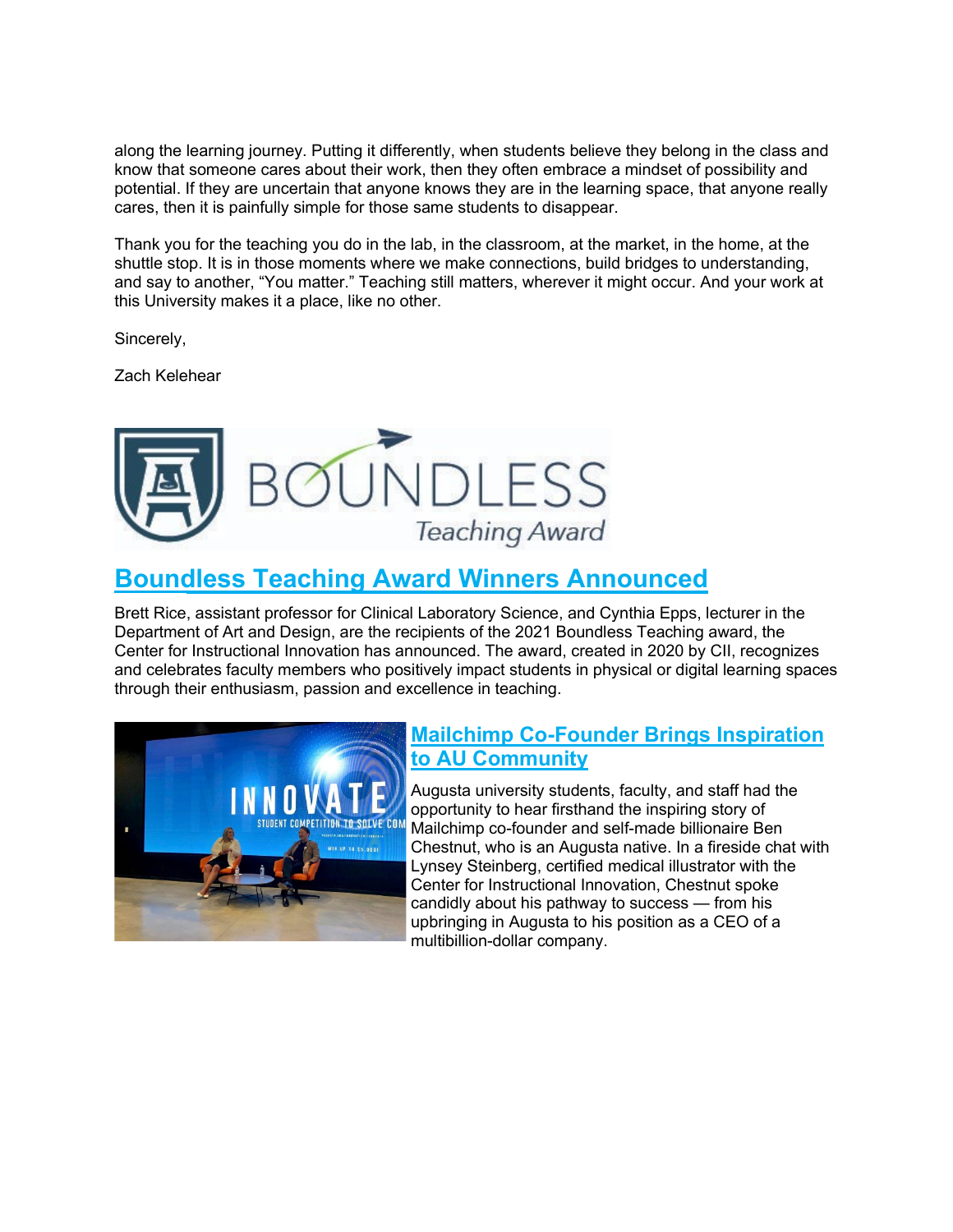along the learning journey. Putting it differently, when students believe they belong in the class and know that someone cares about their work, then they often embrace a mindset of possibility and potential. If they are uncertain that anyone knows they are in the learning space, that anyone really cares, then it is painfully simple for those same students to disappear.

Thank you for the teaching you do in the lab, in the classroom, at the market, in the home, at the shuttle stop. It is in those moments where we make connections, build bridges to understanding, and say to another, "You matter." Teaching still matters, wherever it might occur. And your work at this University makes it a place, like no other.

Sincerely,

Zach Kelehear

## Boundless Teaching Award Winners Announced

Brett Rice, assistant professor for Clinical Laboratory Science, and Cynthia Epps, lecturer in the Department of Art and Design, are the recipients of the 2021 Boundless Teaching award, the Center for Instructional Innovation has announced. The award, created in 2020 by CII, recognizes and celebrates faculty members who positively impact students in physical or digital learning spaces through their enthusiasm, passion and excellence in teaching.

## Mailchimp Co-Founder Brings Inspiration to AU Community

Augusta university students, faculty, and staff had the opportunity to hear firsthand the inspiring story of Mailchimp co-founder and self-made billionaire Ben Chestnut, who is an Augusta native. In a fireside chat with Lynsey Steinberg, certified medical illustrator with the Center for Instructional Innovation, Chestnut spoke candidly about his pathway to success — from his upbringing in Augusta to his position as a CEO of a multibillion-dollar company.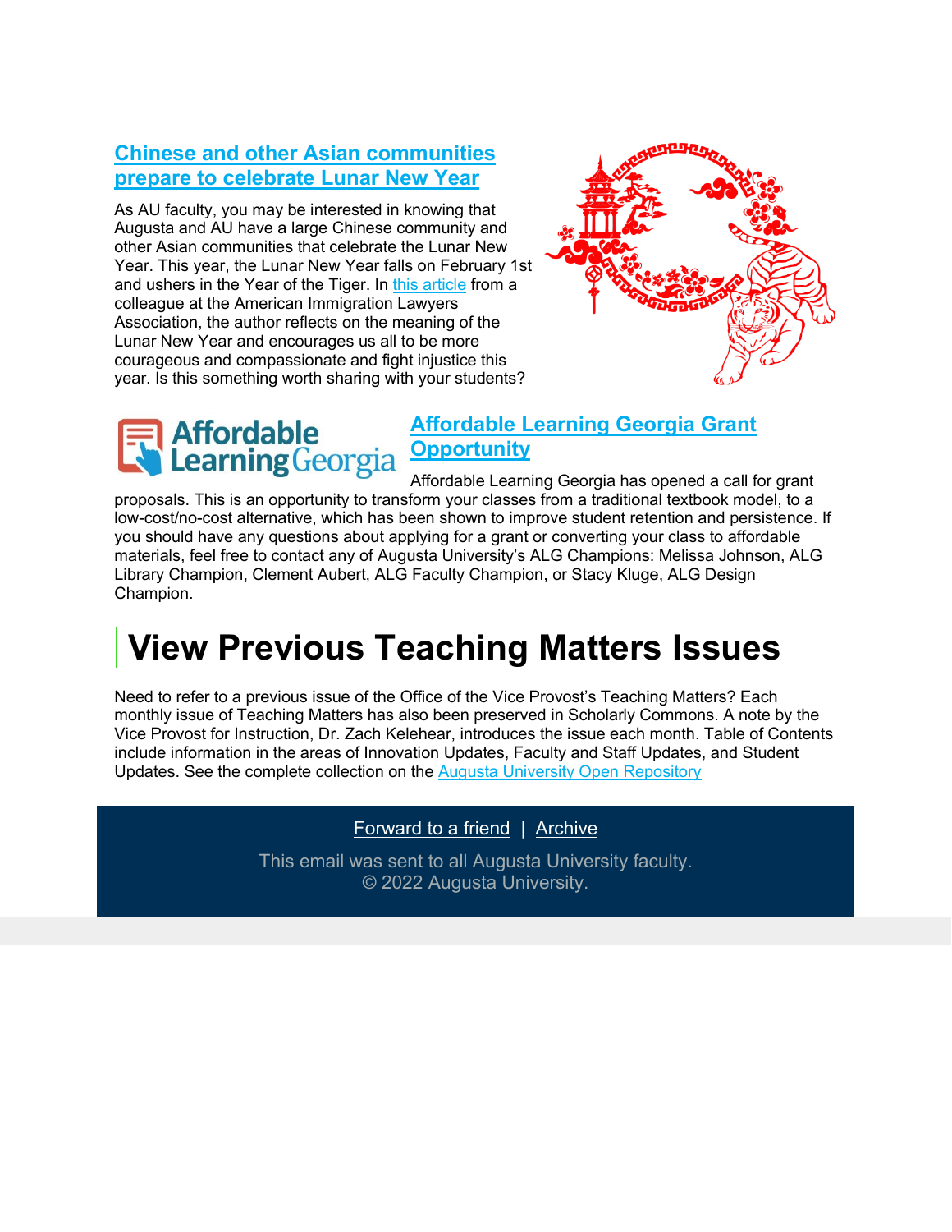## [Chinese and other Asian communities prepare to celebrate Lunar New Year]

As AU faculty, you may be interested in knowing that Augusta and AU have a large Chinese community and other Asian communities that celebrate the Lunar New Year. This year, the Lunar New Year falls on February 1st and ushers in the Year of the Tiger. In this article from a colleague at the American Immigration Lawyers Association, the author reflects on the meaning of the Lunar New Year and encourages us all to be more courageous and compassionate and fight injustice this year. Is this something worth sharing with your students?

## Affordable Learning Georgia Grant Opportunity

Affordable Learning Georgia has opened a call for grant proposals. This is an opportunity to transform your classes from a traditional textbook model, to a low-cost/no-cost alternative, which has been shown to improve student retention and persistence. If you should have any questions about applying for a grant or converting your class to affordable materials, feel free to contact any of Augusta University's ALG Champions: Melissa Johnson, ALG Library Champion, Clement Aubert, ALG Faculty Champion, or Stacy Kluge, ALG Design Champion.

# View Previous Teaching Matters Issues

Need to refer to a previous issue of the Office of the Vice Provost's Teaching Matters? Each monthly issue of Teaching Matters has also been preserved in Scholarly Commons. A note by the Vice Provost for Instruction, Dr. Zach Kelehear, introduces the issue each month. Table of Contents include information in the areas of Innovation Updates, Faculty and Staff Updates, and Student Updates. See the complete collection on the Augusta University Open Repository

Forward to a friend | Archive

This email was sent to all Augusta University faculty.
© 2022 Augusta University.